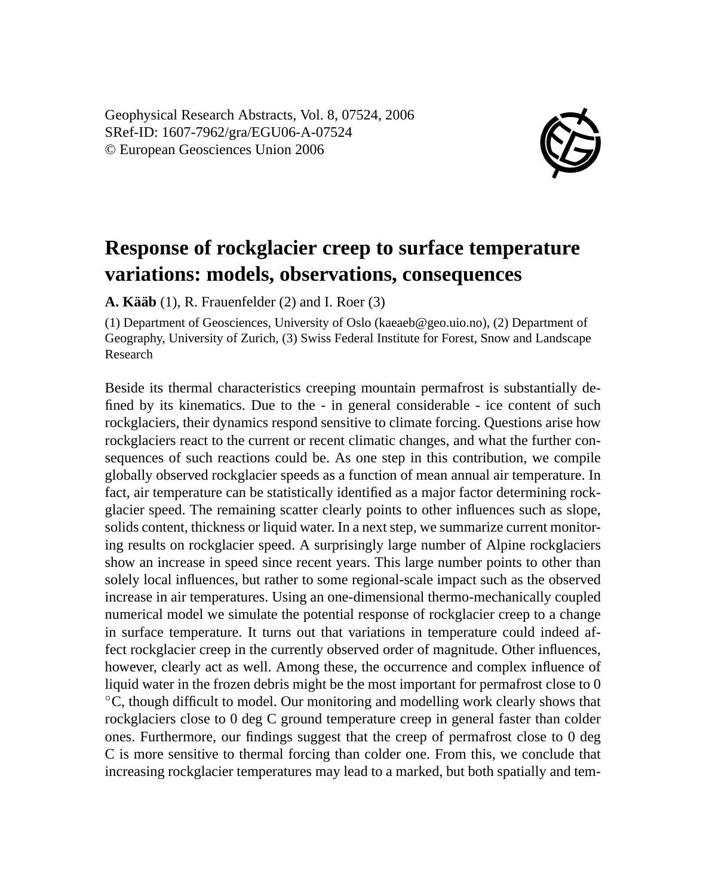Geophysical Research Abstracts, Vol. 8, 07524, 2006
SRef-ID: 1607-7962/gra/EGU06-A-07524
© European Geosciences Union 2006

# Response of rockglacier creep to surface temperature variations: models, observations, consequences

**A. Kääb** (1), R. Frauenfelder (2) and I. Roer (3)

(1) Department of Geosciences, University of Oslo (kaeaeb@geo.uio.no), (2) Department of Geography, University of Zurich, (3) Swiss Federal Institute for Forest, Snow and Landscape Research

Beside its thermal characteristics creeping mountain permafrost is substantially defined by its kinematics. Due to the - in general considerable - ice content of such rockglaciers, their dynamics respond sensitive to climate forcing. Questions arise how rockglaciers react to the current or recent climatic changes, and what the further consequences of such reactions could be. As one step in this contribution, we compile globally observed rockglacier speeds as a function of mean annual air temperature. In fact, air temperature can be statistically identified as a major factor determining rockglacier speed. The remaining scatter clearly points to other influences such as slope, solids content, thickness or liquid water. In a next step, we summarize current monitoring results on rockglacier speed. A surprisingly large number of Alpine rockglaciers show an increase in speed since recent years. This large number points to other than solely local influences, but rather to some regional-scale impact such as the observed increase in air temperatures. Using an one-dimensional thermo-mechanically coupled numerical model we simulate the potential response of rockglacier creep to a change in surface temperature. It turns out that variations in temperature could indeed affect rockglacier creep in the currently observed order of magnitude. Other influences, however, clearly act as well. Among these, the occurrence and complex influence of liquid water in the frozen debris might be the most important for permafrost close to 0 $^{\circ}$C, though difficult to model. Our monitoring and modelling work clearly shows that rockglaciers close to 0 deg C ground temperature creep in general faster than colder ones. Furthermore, our findings suggest that the creep of permafrost close to 0 deg C is more sensitive to thermal forcing than colder one. From this, we conclude that increasing rockglacier temperatures may lead to a marked, but both spatially and tem-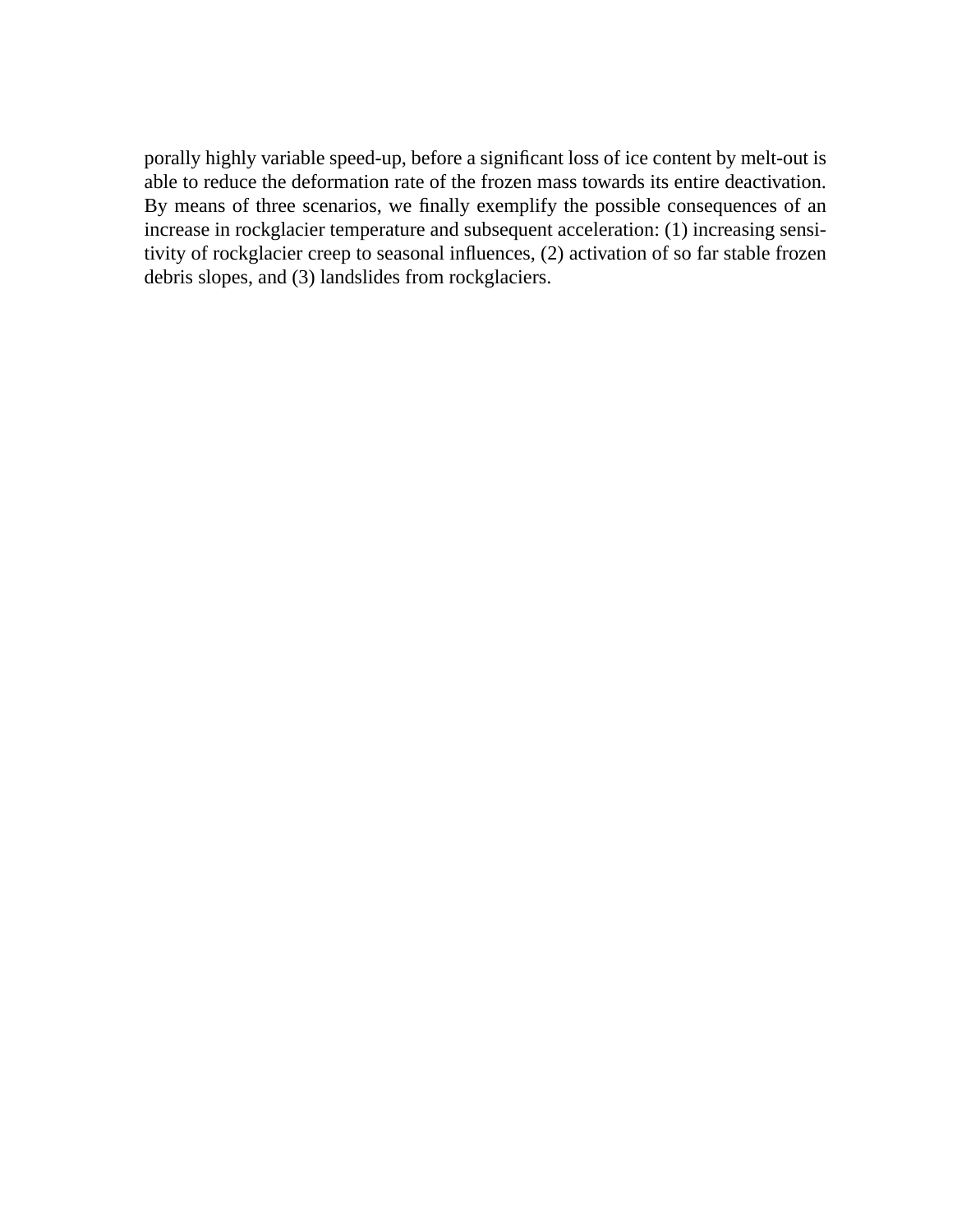porally highly variable speed-up, before a significant loss of ice content by melt-out is able to reduce the deformation rate of the frozen mass towards its entire deactivation. By means of three scenarios, we finally exemplify the possible consequences of an increase in rockglacier temperature and subsequent acceleration: (1) increasing sensitivity of rockglacier creep to seasonal influences, (2) activation of so far stable frozen debris slopes, and (3) landslides from rockglaciers.